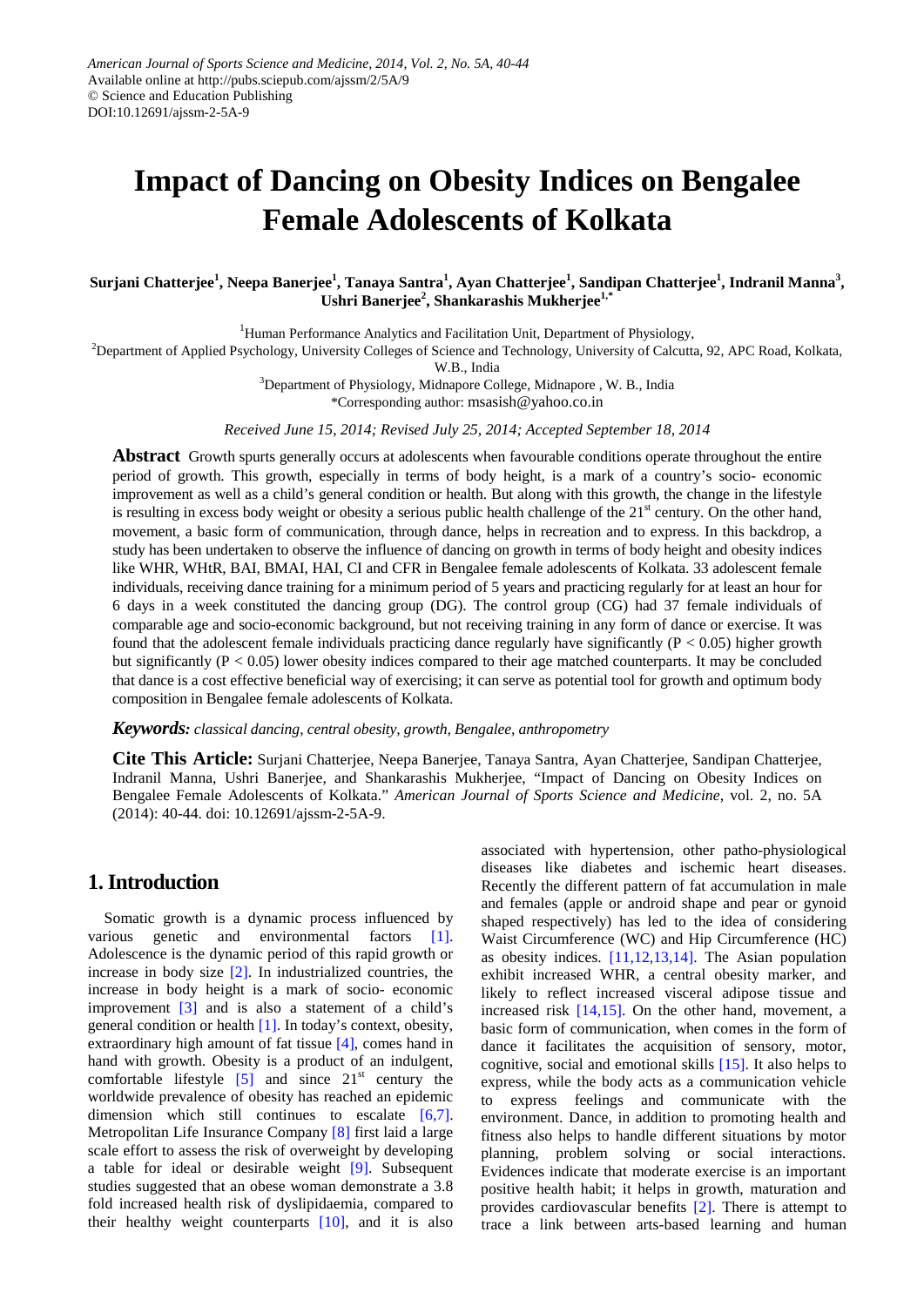American Journal of Sports Science and Medicine, 2014, Vol. 2, No. 5A, 40-44
Available online at http://pubs.sciepub.com/ajssm/2/5A/9
© Science and Education Publishing
DOI:10.12691/ajssm-2-5A-9

# Impact of Dancing on Obesity Indices on Bengalee Female Adolescents of Kolkata

**Surjani Chatterjee[1], Neepa Banerjee[1], Tanaya Santra[1], Ayan Chatterjee[1], Sandipan Chatterjee[1], Indranil Manna[3], Ushri Banerjee[2], Shankarashis Mukherjee[1,*]**

[1]Human Performance Analytics and Facilitation Unit, Department of Physiology,
[2]Department of Applied Psychology, University Colleges of Science and Technology, University of Calcutta, 92, APC Road, Kolkata, W.B., India
[3]Department of Physiology, Midnapore College, Midnapore , W. B., India
*Corresponding author: msasish@yahoo.co.in

*Received June 15, 2014; Revised July 25, 2014; Accepted September 18, 2014*

**Abstract** Growth spurts generally occurs at adolescents when favourable conditions operate throughout the entire period of growth. This growth, especially in terms of body height, is a mark of a country's socio- economic improvement as well as a child's general condition or health. But along with this growth, the change in the lifestyle is resulting in excess body weight or obesity a serious public health challenge of the 21st century. On the other hand, movement, a basic form of communication, through dance, helps in recreation and to express. In this backdrop, a study has been undertaken to observe the influence of dancing on growth in terms of body height and obesity indices like WHR, WHtR, BAI, BMAI, HAI, CI and CFR in Bengalee female adolescents of Kolkata. 33 adolescent female individuals, receiving dance training for a minimum period of 5 years and practicing regularly for at least an hour for 6 days in a week constituted the dancing group (DG). The control group (CG) had 37 female individuals of comparable age and socio-economic background, but not receiving training in any form of dance or exercise. It was found that the adolescent female individuals practicing dance regularly have significantly ($P < 0.05$) higher growth but significantly ($P < 0.05$) lower obesity indices compared to their age matched counterparts. It may be concluded that dance is a cost effective beneficial way of exercising; it can serve as potential tool for growth and optimum body composition in Bengalee female adolescents of Kolkata.

***Keywords:*** *classical dancing, central obesity, growth, Bengalee, anthropometry*

**Cite This Article:** Surjani Chatterjee, Neepa Banerjee, Tanaya Santra, Ayan Chatterjee, Sandipan Chatterjee, Indranil Manna, Ushri Banerjee, and Shankarashis Mukherjee, "Impact of Dancing on Obesity Indices on Bengalee Female Adolescents of Kolkata." *American Journal of Sports Science and Medicine*, vol. 2, no. 5A (2014): 40-44. doi: 10.12691/ajssm-2-5A-9.

## 1. Introduction

Somatic growth is a dynamic process influenced by various genetic and environmental factors [1]. Adolescence is the dynamic period of this rapid growth or increase in body size [2]. In industrialized countries, the increase in body height is a mark of socio- economic improvement [3] and is also a statement of a child's general condition or health [1]. In today's context, obesity, extraordinary high amount of fat tissue [4], comes hand in hand with growth. Obesity is a product of an indulgent, comfortable lifestyle [5] and since 21st century the worldwide prevalence of obesity has reached an epidemic dimension which still continues to escalate [6,7]. Metropolitan Life Insurance Company [8] first laid a large scale effort to assess the risk of overweight by developing a table for ideal or desirable weight [9]. Subsequent studies suggested that an obese woman demonstrate a 3.8 fold increased health risk of dyslipidaemia, compared to their healthy weight counterparts [10], and it is also associated with hypertension, other patho-physiological diseases like diabetes and ischemic heart diseases. Recently the different pattern of fat accumulation in male and females (apple or android shape and pear or gynoid shaped respectively) has led to the idea of considering Waist Circumference (WC) and Hip Circumference (HC) as obesity indices. [11,12,13,14]. The Asian population exhibit increased WHR, a central obesity marker, and likely to reflect increased visceral adipose tissue and increased risk [14,15]. On the other hand, movement, a basic form of communication, when comes in the form of dance it facilitates the acquisition of sensory, motor, cognitive, social and emotional skills [15]. It also helps to express, while the body acts as a communication vehicle to express feelings and communicate with the environment. Dance, in addition to promoting health and fitness also helps to handle different situations by motor planning, problem solving or social interactions. Evidences indicate that moderate exercise is an important positive health habit; it helps in growth, maturation and provides cardiovascular benefits [2]. There is attempt to trace a link between arts-based learning and human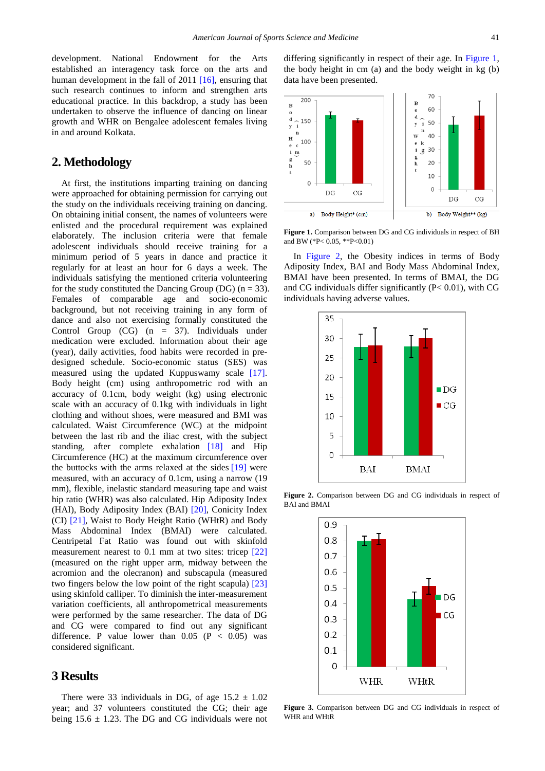development. National Endowment for the Arts established an interagency task force on the arts and human development in the fall of 2011 [16], ensuring that such research continues to inform and strengthen arts educational practice. In this backdrop, a study has been undertaken to observe the influence of dancing on linear growth and WHR on Bengalee adolescent females living in and around Kolkata.

## 2. Methodology

At first, the institutions imparting training on dancing were approached for obtaining permission for carrying out the study on the individuals receiving training on dancing. On obtaining initial consent, the names of volunteers were enlisted and the procedural requirement was explained elaborately. The inclusion criteria were that female adolescent individuals should receive training for a minimum period of 5 years in dance and practice it regularly for at least an hour for 6 days a week. The individuals satisfying the mentioned criteria volunteering for the study constituted the Dancing Group (DG) (n = 33). Females of comparable age and socio-economic background, but not receiving training in any form of dance and also not exercising formally constituted the Control Group (CG) (n = 37). Individuals under medication were excluded. Information about their age (year), daily activities, food habits were recorded in pre-designed schedule. Socio-economic status (SES) was measured using the updated Kuppuswamy scale [17]. Body height (cm) using anthropometric rod with an accuracy of 0.1cm, body weight (kg) using electronic scale with an accuracy of 0.1kg with individuals in light clothing and without shoes, were measured and BMI was calculated. Waist Circumference (WC) at the midpoint between the last rib and the iliac crest, with the subject standing, after complete exhalation [18] and Hip Circumference (HC) at the maximum circumference over the buttocks with the arms relaxed at the sides [19] were measured, with an accuracy of 0.1cm, using a narrow (19 mm), flexible, inelastic standard measuring tape and waist hip ratio (WHR) was also calculated. Hip Adiposity Index (HAI), Body Adiposity Index (BAI) [20], Conicity Index (CI) [21], Waist to Body Height Ratio (WHtR) and Body Mass Abdominal Index (BMAI) were calculated. Centripetal Fat Ratio was found out with skinfold measurement nearest to 0.1 mm at two sites: tricep [22] (measured on the right upper arm, midway between the acromion and the olecranon) and subscapula (measured two fingers below the low point of the right scapula) [23] using skinfold calliper. To diminish the inter-measurement variation coefficients, all anthropometrical measurements were performed by the same researcher. The data of DG and CG were compared to find out any significant difference. P value lower than 0.05 ($P < 0.05$) was considered significant.

## 3 Results

There were 33 individuals in DG, of age 15.2 ± 1.02 year; and 37 volunteers constituted the CG; their age being 15.6 ± 1.23. The DG and CG individuals were not differing significantly in respect of their age. In Figure 1, the body height in cm (a) and the body weight in kg (b) data have been presented.

**Figure 1.** Comparison between DG and CG individuals in respect of BH and BW (*P< 0.05, **P<0.01)

In Figure 2, the Obesity indices in terms of Body Adiposity Index, BAI and Body Mass Abdominal Index, BMAI have been presented. In terms of BMAI, the DG and CG individuals differ significantly ($P < 0.01$), with CG individuals having adverse values.

**Figure 2.** Comparison between DG and CG individuals in respect of BAI and BMAI

**Figure 3.** Comparison between DG and CG individuals in respect of WHR and WHtR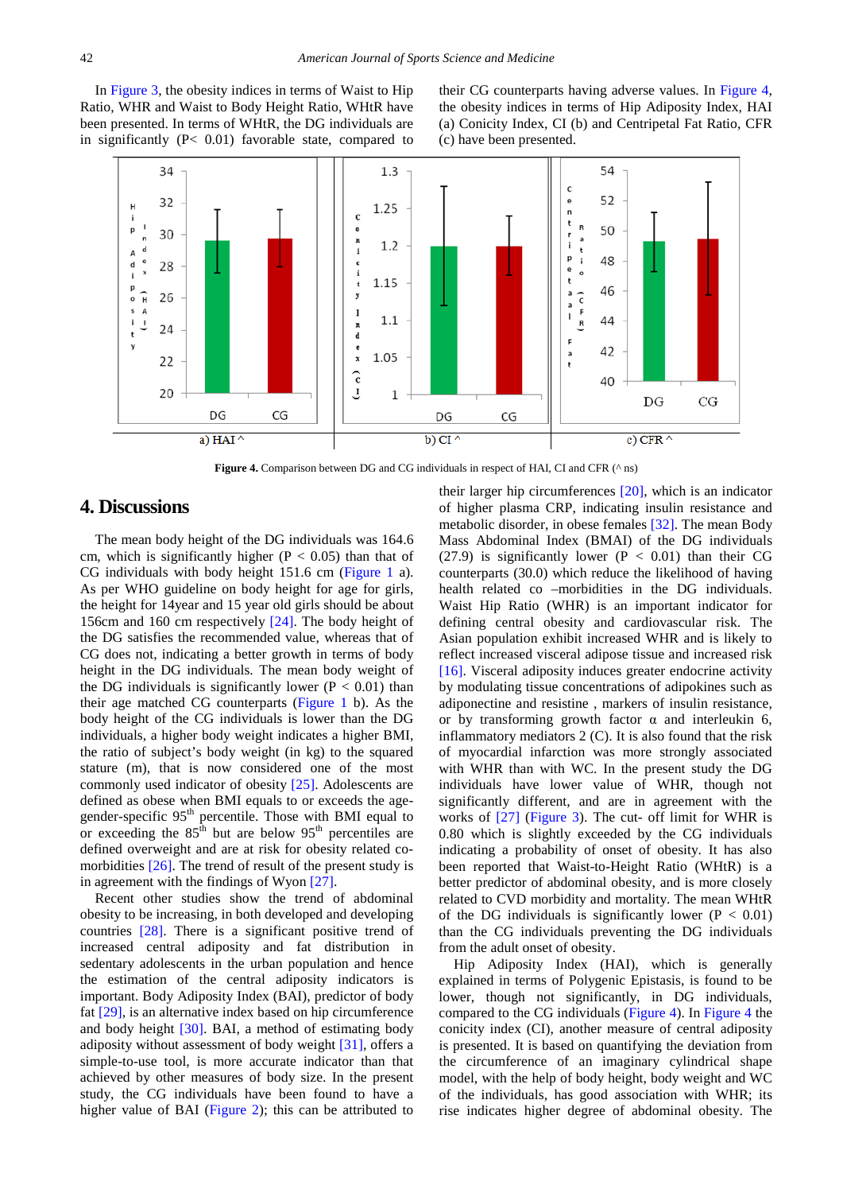In Figure 3, the obesity indices in terms of Waist to Hip Ratio, WHR and Waist to Body Height Ratio, WHtR have been presented. In terms of WHtR, the DG individuals are in significantly (P< 0.01) favorable state, compared to their CG counterparts having adverse values. In Figure 4, the obesity indices in terms of Hip Adiposity Index, HAI (a) Conicity Index, CI (b) and Centripetal Fat Ratio, CFR (c) have been presented.

**Figure 4.** Comparison between DG and CG individuals in respect of HAI, CI and CFR (^ ns)

## 4. Discussions

The mean body height of the DG individuals was 164.6 cm, which is significantly higher (P < 0.05) than that of CG individuals with body height 151.6 cm (Figure 1 a). As per WHO guideline on body height for age for girls, the height for 14year and 15 year old girls should be about 156cm and 160 cm respectively [24]. The body height of the DG satisfies the recommended value, whereas that of CG does not, indicating a better growth in terms of body height in the DG individuals. The mean body weight of the DG individuals is significantly lower (P < 0.01) than their age matched CG counterparts (Figure 1 b). As the body height of the CG individuals is lower than the DG individuals, a higher body weight indicates a higher BMI, the ratio of subject's body weight (in kg) to the squared stature (m), that is now considered one of the most commonly used indicator of obesity [25]. Adolescents are defined as obese when BMI equals to or exceeds the age-gender-specific 95th percentile. Those with BMI equal to or exceeding the 85th but are below 95th percentiles are defined overweight and are at risk for obesity related co-morbidities [26]. The trend of result of the present study is in agreement with the findings of Wyon [27].

Recent other studies show the trend of abdominal obesity to be increasing, in both developed and developing countries [28]. There is a significant positive trend of increased central adiposity and fat distribution in sedentary adolescents in the urban population and hence the estimation of the central adiposity indicators is important. Body Adiposity Index (BAI), predictor of body fat [29], is an alternative index based on hip circumference and body height [30]. BAI, a method of estimating body adiposity without assessment of body weight [31], offers a simple-to-use tool, is more accurate indicator than that achieved by other measures of body size. In the present study, the CG individuals have been found to have a higher value of BAI (Figure 2); this can be attributed to their larger hip circumferences [20], which is an indicator of higher plasma CRP, indicating insulin resistance and metabolic disorder, in obese females [32]. The mean Body Mass Abdominal Index (BMAI) of the DG individuals (27.9) is significantly lower (P < 0.01) than their CG counterparts (30.0) which reduce the likelihood of having health related co –morbidities in the DG individuals. Waist Hip Ratio (WHR) is an important indicator for defining central obesity and cardiovascular risk. The Asian population exhibit increased WHR and is likely to reflect increased visceral adipose tissue and increased risk [16]. Visceral adiposity induces greater endocrine activity by modulating tissue concentrations of adipokines such as adiponectine and resistine , markers of insulin resistance, or by transforming growth factor α and interleukin 6, inflammatory mediators 2 (C). It is also found that the risk of myocardial infarction was more strongly associated with WHR than with WC. In the present study the DG individuals have been found to have lower value of WHR, though not significantly different, and are in agreement with the works of [27] (Figure 3). The cut- off limit for WHR is 0.80 which is slightly exceeded by the CG individuals indicating a probability of onset of obesity. It has also been reported that Waist-to-Height Ratio (WHtR) is a better predictor of abdominal obesity, and is more closely related to CVD morbidity and mortality. The mean WHtR of the DG individuals is significantly lower (P < 0.01) than the CG individuals preventing the DG individuals from the adult onset of obesity.

Hip Adiposity Index (HAI), which is generally explained in terms of Polygenic Epistasis, is found to be lower, though not significantly, in DG individuals, compared to the CG individuals (Figure 4). In Figure 4 the conicity index (CI), another measure of central adiposity is presented. It is based on quantifying the deviation from the circumference of an imaginary cylindrical shape model, with the help of body height, body weight and WC of the individuals, has good association with WHR; its rise indicates higher degree of abdominal obesity. The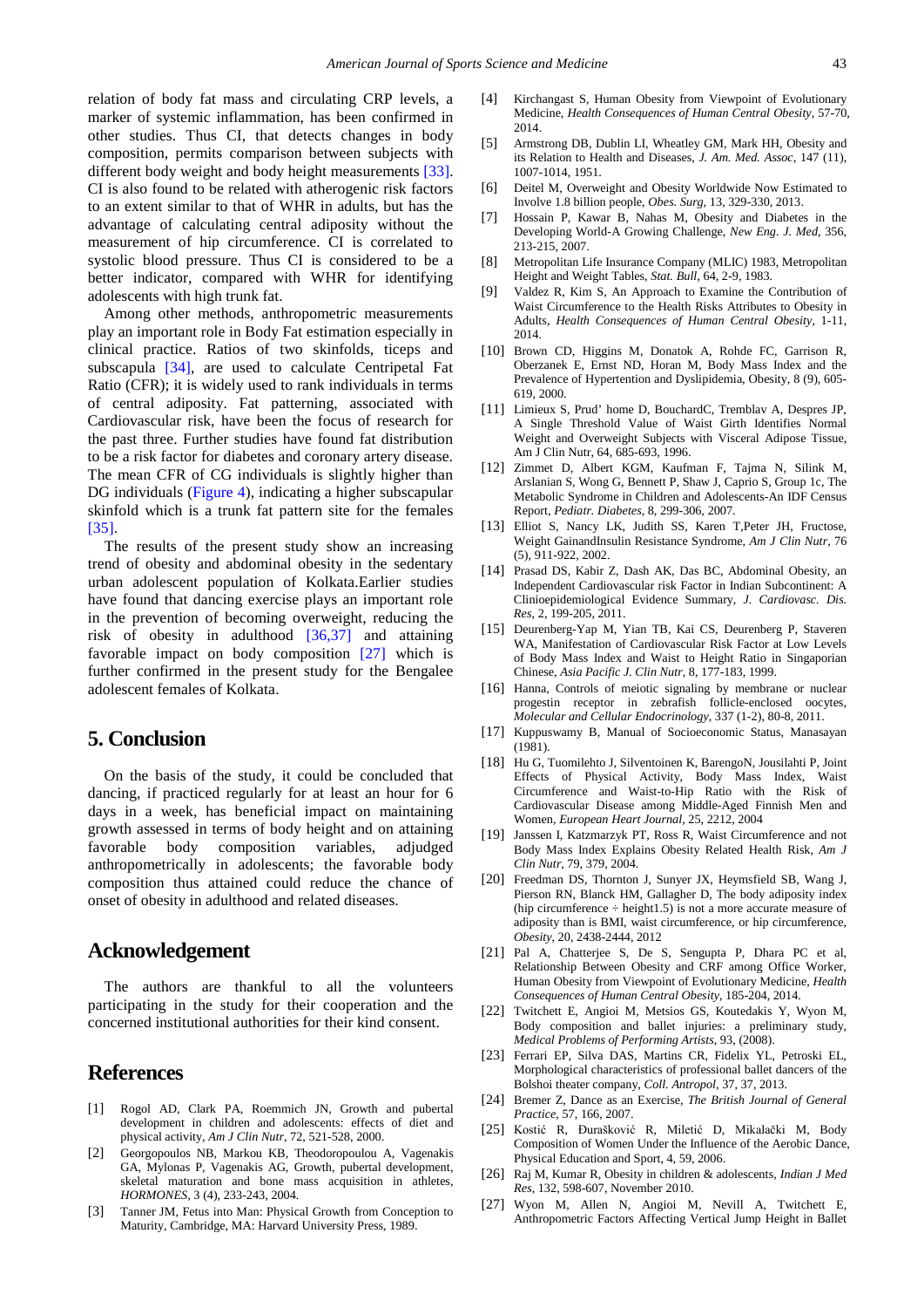relation of body fat mass and circulating CRP levels, a marker of systemic inflammation, has been confirmed in other studies. Thus CI, that detects changes in body composition, permits comparison between subjects with different body weight and body height measurements [33]. CI is also found to be related with atherogenic risk factors to an extent similar to that of WHR in adults, but has the advantage of calculating central adiposity without the measurement of hip circumference. CI is correlated to systolic blood pressure. Thus CI is considered to be a better indicator, compared with WHR for identifying adolescents with high trunk fat.

Among other methods, anthropometric measurements play an important role in Body Fat estimation especially in clinical practice. Ratios of two skinfolds, ticeps and subscapula [34], are used to calculate Centripetal Fat Ratio (CFR); it is widely used to rank individuals in terms of central adiposity. Fat patterning, associated with Cardiovascular risk, have been the focus of research for the past three. Further studies have found fat distribution to be a risk factor for diabetes and coronary artery disease. The mean CFR of CG individuals is slightly higher than DG individuals (Figure 4), indicating a higher subscapular skinfold which is a trunk fat pattern site for the females [35].

The results of the present study show an increasing trend of obesity and abdominal obesity in the sedentary urban adolescent population of Kolkata.Earlier studies have found that dancing exercise plays an important role in the prevention of becoming overweight, reducing the risk of obesity in adulthood [36,37] and attaining favorable impact on body composition [27] which is further confirmed in the present study for the Bengalee adolescent females of Kolkata.

## 5. Conclusion

On the basis of the study, it could be concluded that dancing, if practiced regularly for at least an hour for 6 days in a week, has beneficial impact on maintaining growth assessed in terms of body height and on attaining favorable body composition variables, adjudged anthropometrically in adolescents; the favorable body composition thus attained could reduce the chance of onset of obesity in adulthood and related diseases.

## Acknowledgement

The authors are thankful to all the volunteers participating in the study for their cooperation and the concerned institutional authorities for their kind consent.

## References

[1] Rogol AD, Clark PA, Roemmich JN, Growth and pubertal development in children and adolescents: effects of diet and physical activity, *Am J Clin Nutr*, 72, 521-528, 2000.

[2] Georgopoulos NB, Markou KB, Theodoropoulou A, Vagenakis GA, Mylonas P, Vagenakis AG, Growth, pubertal development, skeletal maturation and bone mass acquisition in athletes, *HORMONES*, 3 (4), 233-243, 2004.

[3] Tanner JM, Fetus into Man: Physical Growth from Conception to Maturity, Cambridge, MA: Harvard University Press, 1989.

[4] Kirchangast S, Human Obesity from Viewpoint of Evolutionary Medicine, *Health Consequences of Human Central Obesity*, 57-70, 2014.

[5] Armstrong DB, Dublin LI, Wheatley GM, Mark HH, Obesity and its Relation to Health and Diseases, *J. Am. Med. Assoc*, 147 (11), 1007-1014, 1951.

[6] Deitel M, Overweight and Obesity Worldwide Now Estimated to Involve 1.8 billion people, *Obes. Surg*, 13, 329-330, 2013.

[7] Hossain P, Kawar B, Nahas M, Obesity and Diabetes in the Developing World-A Growing Challenge, *New Eng. J. Med*, 356, 213-215, 2007.

[8] Metropolitan Life Insurance Company (MLIC) 1983, Metropolitan Height and Weight Tables, *Stat. Bull*, 64, 2-9, 1983.

[9] Valdez R, Kim S, An Approach to Examine the Contribution of Waist Circumference to the Health Risks Attributes to Obesity in Adults, *Health Consequences of Human Central Obesity*, 1-11, 2014.

[10] Brown CD, Higgins M, Donatok A, Rohde FC, Garrison R, Oberzanek E, Ernst ND, Horan M, Body Mass Index and the Prevalence of Hypertention and Dyslipidemia, Obesity, 8 (9), 605-619, 2000.

[11] Limieux S, Prud' home D, BouchardC, Tremblav A, Despres JP, A Single Threshold Value of Waist Girth Identifies Normal Weight and Overweight Subjects with Visceral Adipose Tissue, Am J Clin Nutr, 64, 685-693, 1996.

[12] Zimmet D, Albert KGM, Kaufman F, Tajma N, Silink M, Arslanian S, Wong G, Bennett P, Shaw J, Caprio S, Group 1c, The Metabolic Syndrome in Children and Adolescents-An IDF Census Report, *Pediatr. Diabetes*, 8, 299-306, 2007.

[13] Elliot S, Nancy LK, Judith SS, Karen T,Peter JH, Fructose, Weight GainandInsulin Resistance Syndrome, *Am J Clin Nutr*, 76 (5), 911-922, 2002.

[14] Prasad DS, Kabir Z, Dash AK, Das BC, Abdominal Obesity, an Independent Cardiovascular risk Factor in Indian Subcontinent: A Clinioepidemiological Evidence Summary, *J. Cardiovasc. Dis. Res*, 2, 199-205, 2011.

[15] Deurenberg-Yap M, Yian TB, Kai CS, Deurenberg P, Staveren WA, Manifestation of Cardiovascular Risk Factor at Low Levels of Body Mass Index and Waist to Height Ratio in Singaporian Chinese, *Asia Pacific J. Clin Nutr*, 8, 177-183, 1999.

[16] Hanna, Controls of meiotic signaling by membrane or nuclear progestin receptor in zebrafish follicle-enclosed oocytes, *Molecular and Cellular Endocrinology*, 337 (1-2), 80-8, 2011.

[17] Kuppuswamy B, Manual of Socioeconomic Status, Manasayan (1981).

[18] Hu G, Tuomilehto J, Silventoinen K, BarengoN, Jousilahti P, Joint Effects of Physical Activity, Body Mass Index, Waist Circumference and Waist-to-Hip Ratio with the Risk of Cardiovascular Disease among Middle-Aged Finnish Men and Women, *European Heart Journal*, 25, 2212, 2004

[19] Janssen I, Katzmarzyk PT, Ross R, Waist Circumference and not Body Mass Index Explains Obesity Related Health Risk, *Am J Clin Nutr*, 79, 379, 2004.

[20] Freedman DS, Thornton J, Sunyer JX, Heymsfield SB, Wang J, Pierson RN, Blanck HM, Gallagher D, The body adiposity index (hip circumference ÷ height1.5) is not a more accurate measure of adiposity than is BMI, waist circumference, or hip circumference, *Obesity*, 20, 2438-2444, 2012

[21] Pal A, Chatterjee S, De S, Sengupta P, Dhara PC et al, Relationship Between Obesity and CRF among Office Worker, Human Obesity from Viewpoint of Evolutionary Medicine, *Health Consequences of Human Central Obesity*, 185-204, 2014.

[22] Twitchett E, Angioi M, Metsios GS, Koutedakis Y, Wyon M, Body composition and ballet injuries: a preliminary study, *Medical Problems of Performing Artists*, 93, (2008).

[23] Ferrari EP, Silva DAS, Martins CR, Fidelix YL, Petroski EL, Morphological characteristics of professional ballet dancers of the Bolshoi theater company, *Coll. Antropol*, 37, 37, 2013.

[24] Bremer Z, Dance as an Exercise, *The British Journal of General Practice*, 57, 166, 2007.

[25] Kostić R, Đurašković R, Miletić D, Mikalački M, Body Composition of Women Under the Influence of the Aerobic Dance, Physical Education and Sport, 4, 59, 2006.

[26] Raj M, Kumar R, Obesity in children & adolescents, *Indian J Med Res*, 132, 598-607, November 2010.

[27] Wyon M, Allen N, Angioi M, Nevill A, Twitchett E, Anthropometric Factors Affecting Vertical Jump Height in Ballet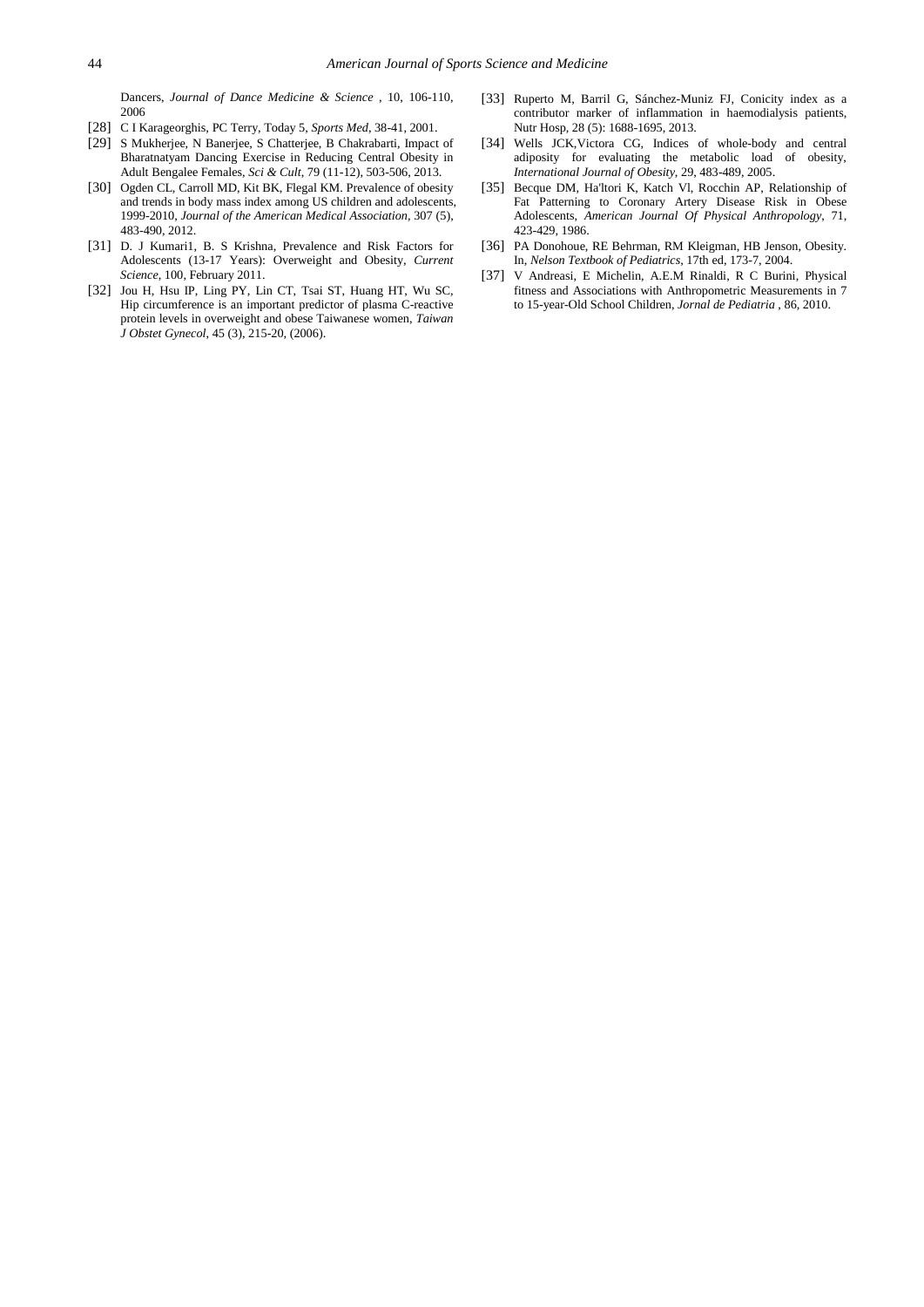Dancers, *Journal of Dance Medicine & Science* , 10, 106-110, 2006

[28] C I Karageorghis, PC Terry, Today 5, *Sports Med*, 38-41, 2001.

[29] S Mukherjee, N Banerjee, S Chatterjee, B Chakrabarti, Impact of Bharatnatyam Dancing Exercise in Reducing Central Obesity in Adult Bengalee Females, *Sci & Cult*, 79 (11-12), 503-506, 2013.

[30] Ogden CL, Carroll MD, Kit BK, Flegal KM. Prevalence of obesity and trends in body mass index among US children and adolescents, 1999-2010, *Journal of the American Medical Association*, 307 (5), 483-490, 2012.

[31] D. J Kumari1, B. S Krishna, Prevalence and Risk Factors for Adolescents (13-17 Years): Overweight and Obesity, *Current Science*, 100, February 2011.

[32] Jou H, Hsu IP, Ling PY, Lin CT, Tsai ST, Huang HT, Wu SC, Hip circumference is an important predictor of plasma C-reactive protein levels in overweight and obese Taiwanese women, *Taiwan J Obstet Gynecol*, 45 (3), 215-20, (2006).

[33] Ruperto M, Barril G, Sánchez-Muniz FJ, Conicity index as a contributor marker of inflammation in haemodialysis patients, Nutr Hosp, 28 (5): 1688-1695, 2013.

[34] Wells JCK,Victora CG, Indices of whole-body and central adiposity for evaluating the metabolic load of obesity, *International Journal of Obesity*, 29, 483-489, 2005.

[35] Becque DM, Ha'ltori K, Katch Vl, Rocchin AP, Relationship of Fat Patterning to Coronary Artery Disease Risk in Obese Adolescents, *American Journal Of Physical Anthropology*, 71, 423-429, 1986.

[36] PA Donohoue, RE Behrman, RM Kleigman, HB Jenson, Obesity. In, *Nelson Textbook of Pediatrics*, 17th ed, 173-7, 2004.

[37] V Andreasi, E Michelin, A.E.M Rinaldi, R C Burini, Physical fitness and Associations with Anthropometric Measurements in 7 to 15-year-Old School Children, *Jornal de Pediatria* , 86, 2010.